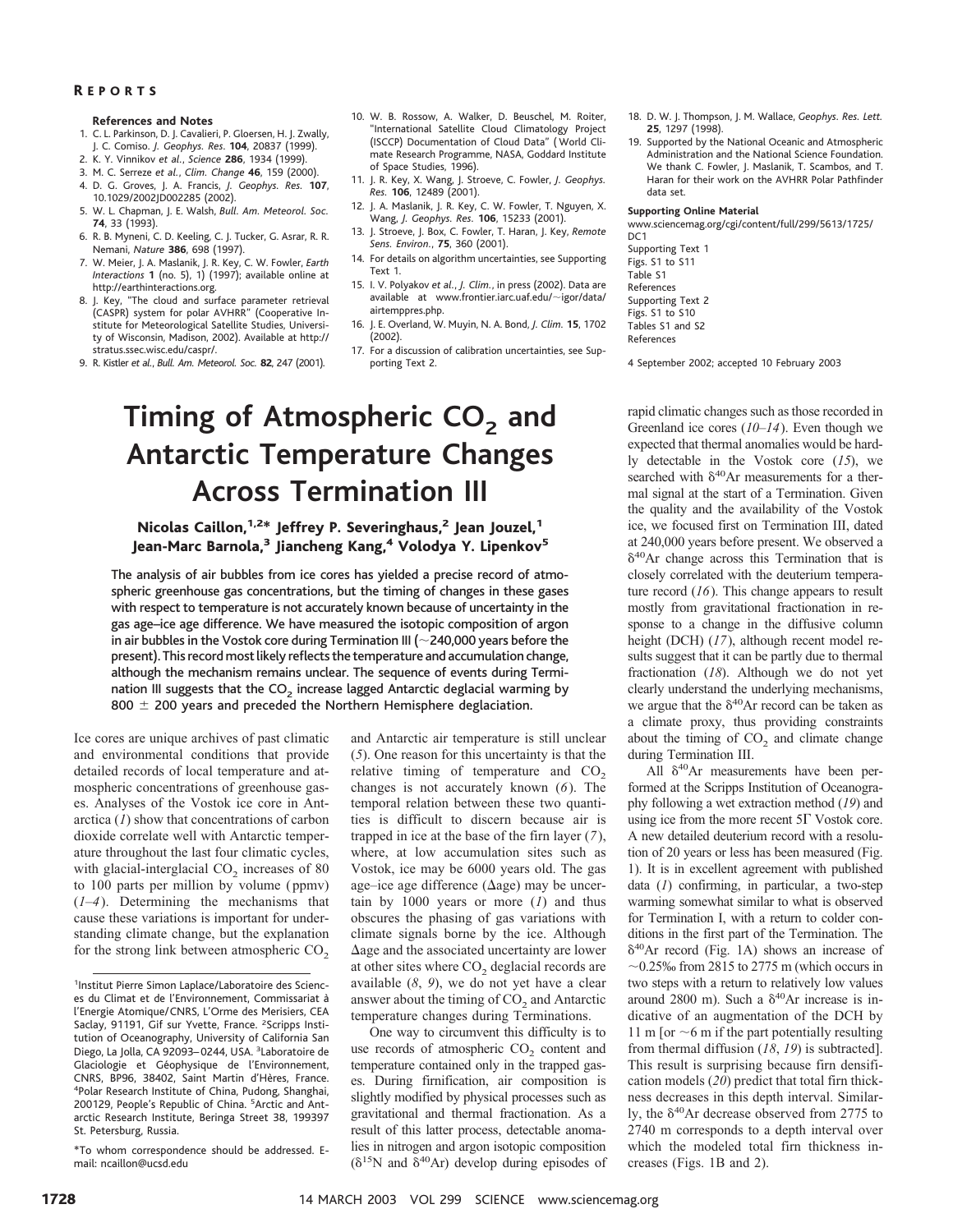### References and Notes

1. C. L. Parkinson, D. J. Cavalieri, P. Gloersen, H. J. Zwally, J. C. Comiso. *J. Geophys. Res.* **104**, 20837 (1999).
2. K. Y. Vinnikov *et al.*, *Science* **286**, 1934 (1999).
3. M. C. Serreze *et al.*, *Clim. Change* **46**, 159 (2000).
4. D. G. Groves, J. A. Francis, *J. Geophys. Res.* **107**, 10.1029/2002JD002285 (2002).
5. W. L. Chapman, J. E. Walsh, *Bull. Am. Meteorol. Soc.* **74**, 33 (1993).
6. R. B. Myneni, C. D. Keeling, C. J. Tucker, G. Asrar, R. R. Nemani, *Nature* **386**, 698 (1997).
7. W. Meier, J. A. Maslanik, J. R. Key, C. W. Fowler, *Earth Interactions* **1** (no. 5), 1) (1997); available online at http://earthinteractions.org.
8. J. Key, "The cloud and surface parameter retrieval (CASPR) system for polar AVHRR" (Cooperative Institute for Meteorological Satellite Studies, University of Wisconsin, Madison, 2002). Available at http://stratus.ssec.wisc.edu/caspr/.
9. R. Kistler *et al.*, *Bull. Am. Meteorol. Soc.* **82**, 247 (2001).
10. W. B. Rossow, A. Walker, D. Beuschel, M. Roiter, "International Satellite Cloud Climatology Project (ISCCP) Documentation of Cloud Data" (World Climate Research Programme, NASA, Goddard Institute of Space Studies, 1996).
11. J. R. Key, X. Wang, J. Stroeve, C. Fowler, *J. Geophys. Res.* **106**, 12489 (2001).
12. J. A. Maslanik, J. R. Key, C. W. Fowler, T. Nguyen, X. Wang, *J. Geophys. Res.* **106**, 15233 (2001).
13. J. Stroeve, J. Box, C. Fowler, T. Haran, J. Key, *Remote Sens. Environ.*, **75**, 360 (2001).
14. For details on algorithm uncertainties, see Supporting Text 1.
15. I. V. Polyakov *et al.*, *J. Clim.*, in press (2002). Data are available at www.frontier.iarc.uaf.edu/~igor/data/airtemppres.php.
16. J. E. Overland, W. Muyin, N. A. Bond, *J. Clim.* **15**, 1702 (2002).
17. For a discussion of calibration uncertainties, see Supporting Text 2.
18. D. W. J. Thompson, J. M. Wallace, *Geophys. Res. Lett.* **25**, 1297 (1998).
19. Supported by the National Oceanic and Atmospheric Administration and the National Science Foundation. We thank C. Fowler, J. Maslanik, T. Scambos, and T. Haran for their work on the AVHRR Polar Pathfinder data set.

**Supporting Online Material**

www.sciencemag.org/cgi/content/full/299/5613/1725/DC1
Supporting Text 1
Figs. S1 to S11
Table S1
References
Supporting Text 2
Figs. S1 to S10
Tables S1 and S2
References

4 September 2002; accepted 10 February 2003

# Timing of Atmospheric $CO_2$ and Antarctic Temperature Changes Across Termination III

**Nicolas Caillon,[1,2]* Jeffrey P. Severinghaus,[2] Jean Jouzel,[1] Jean-Marc Barnola,[3] Jiancheng Kang,[4] Volodya Y. Lipenkov[5]**

**The analysis of air bubbles from ice cores has yielded a precise record of atmospheric greenhouse gas concentrations, but the timing of changes in these gases with respect to temperature is not accurately known because of uncertainty in the gas age–ice age difference. We have measured the isotopic composition of argon in air bubbles in the Vostok core during Termination III (~240,000 years before the present). This record most likely reflects the temperature and accumulation change, although the mechanism remains unclear. The sequence of events during Termination III suggests that the $CO_2$ increase lagged Antarctic deglacial warming by 800 ± 200 years and preceded the Northern Hemisphere deglaciation.**

Ice cores are unique archives of past climatic and environmental conditions that provide detailed records of local temperature and atmospheric concentrations of greenhouse gases. Analyses of the Vostok ice core in Antarctica (*1*) show that concentrations of carbon dioxide correlate well with Antarctic temperature throughout the last four climatic cycles, with glacial-interglacial $CO_2$ increases of 80 to 100 parts per million by volume (ppmv) (*1–4*). Determining the mechanisms that cause these variations is important for understanding climate change, but the explanation for the strong link between atmospheric $CO_2$ and Antarctic air temperature is still unclear (*5*). One reason for this uncertainty is that the relative timing of temperature and $CO_2$ changes is not accurately known (*6*). The temporal relation between these two quantities is difficult to discern because air is trapped in ice at the base of the firn layer (*7*), where, at low accumulation sites such as Vostok, ice may be 6000 years old. The gas age–ice age difference (Δage) may be uncertain by 1000 years or more (*1*) and thus obscures the phasing of gas variations with climate signals borne by the ice. Although Δage and the associated uncertainty are lower at other sites where $CO_2$ deglacial records are available (*8*, *9*), we do not yet have a clear answer about the timing of $CO_2$ and Antarctic temperature changes during Terminations.

One way to circumvent this difficulty is to use records of atmospheric $CO_2$ content and temperature contained only in the trapped gases. During firnification, air composition is slightly modified by physical processes such as gravitational and thermal fractionation. As a result of this latter process, detectable anomalies in nitrogen and argon isotopic composition ($\delta^{15}N$ and $\delta^{40}Ar$) develop during episodes of rapid climatic changes such as those recorded in Greenland ice cores (*10–14*). Even though we expected that thermal anomalies would be hardly detectable in the Vostok core (*15*), we searched with $\delta^{40}Ar$ measurements for a thermal signal at the start of a Termination. Given the quality and the availability of the Vostok ice, we focused first on Termination III, dated at 240,000 years before present. We observed a $\delta^{40}Ar$ change across this Termination that is closely correlated with the deuterium temperature record (*16*). This change appears to result mostly from gravitational fractionation in response to a change in the diffusive column height (DCH) (*17*), although recent model results suggest that it can be partly due to thermal fractionation (*18*). Although we do not yet clearly understand the underlying mechanisms, we argue that the $\delta^{40}Ar$ record can be taken as a climate proxy, thus providing constraints about the timing of $CO_2$ and climate change during Termination III.

All $\delta^{40}Ar$ measurements have been performed at the Scripps Institution of Oceanography following a wet extraction method (*19*) and using ice from the more recent 5Γ Vostok core. A new detailed deuterium record with a resolution of 20 years or less has been measured (Fig. 1). It is in excellent agreement with published data (*1*) confirming, in particular, a two-step warming somewhat similar to what is observed for Termination I, with a return to colder conditions in the first part of the Termination. The $\delta^{40}Ar$ record (Fig. 1A) shows an increase of ~0.25‰ from 2815 to 2775 m (which occurs in two steps with a return to relatively low values around 2800 m). Such a $\delta^{40}Ar$ increase is indicative of an augmentation of the DCH by 11 m [or ~6 m if the part potentially resulting from thermal diffusion (*18*, *19*) is subtracted]. This result is surprising because firn densification models (*20*) predict that total firn thickness decreases in this depth interval. Similarly, the $\delta^{40}Ar$ decrease observed from 2775 to 2740 m corresponds to a depth interval over which the modeled total firn thickness increases (Figs. 1B and 2).

[1]Institut Pierre Simon Laplace/Laboratoire des Sciences du Climat et de l'Environnement, Commissariat à l'Energie Atomique/CNRS, L'Orme des Merisiers, CEA Saclay, 91191, Gif sur Yvette, France. [2]Scripps Institution of Oceanography, University of California San Diego, La Jolla, CA 92093–0244, USA. [3]Laboratoire de Glaciologie et Géophysique de l'Environnement, CNRS, BP96, 38402, Saint Martin d'Hères, France. [4]Polar Research Institute of China, Pudong, Shanghai, 200129, People's Republic of China. [5]Arctic and Antarctic Research Institute, Beringa Street 38, 199397 St. Petersburg, Russia.

*To whom correspondence should be addressed. E-mail: ncaillon@ucsd.edu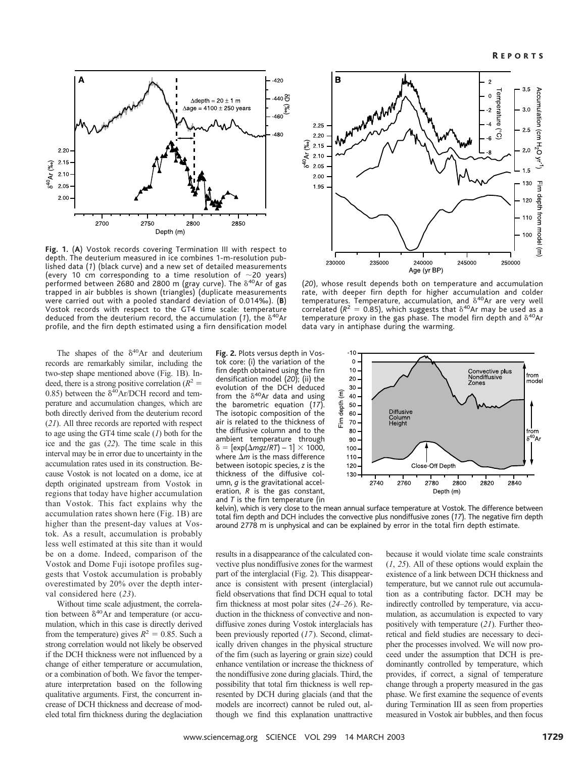**Fig. 1.** (**A**) Vostok records covering Termination III with respect to depth. The deuterium measured in ice combines 1-m-resolution published data (*1*) (black curve) and a new set of detailed measurements (every 10 cm corresponding to a time resolution of ~20 years) performed between 2680 and 2800 m (gray curve). The $\delta^{40}$Ar of gas trapped in air bubbles is shown (triangles) (duplicate measurements were carried out with a pooled standard deviation of 0.014‰). (**B**) Vostok records with respect to the GT4 time scale: temperature deduced from the deuterium record, the accumulation (*1*), the $\delta^{40}$Ar profile, and the firn depth estimated using a firn densification model (*20*), whose result depends both on temperature and accumulation rate, with deeper firn depth for higher accumulation and colder temperatures. Temperature, accumulation, and $\delta^{40}$Ar are very well correlated ($R^2 = 0.85$), which suggests that $\delta^{40}$Ar may be used as a temperature proxy in the gas phase. The model firn depth and $\delta^{40}$Ar data vary in antiphase during the warming.

The shapes of the $\delta^{40}$Ar and deuterium records are remarkably similar, including the two-step shape mentioned above (Fig. 1B). Indeed, there is a strong positive correlation ($R^2 = 0.85$) between the $\delta^{40}$Ar/DCH record and temperature and accumulation changes, which are both directly derived from the deuterium record (*21*). All three records are reported with respect to age using the GT4 time scale (*1*) both for the ice and the gas (*22*). The time scale in this interval may be in error due to uncertainty in the accumulation rates used in its construction. Because Vostok is not located on a dome, ice at depth originated upstream from Vostok in regions that today have higher accumulation than Vostok. This fact explains why the accumulation rates shown here (Fig. 1B) are higher than the present-day values at Vostok. As a result, accumulation is probably less well estimated at this site than it would be on a dome. Indeed, comparison of the Vostok and Dome Fuji isotope profiles suggests that Vostok accumulation is probably overestimated by 20% over the depth interval considered here (*23*).

Without time scale adjustment, the correlation between $\delta^{40}$Ar and temperature (or accumulation, which in this case is directly derived from the temperature) gives $R^2 = 0.85$. Such a strong correlation would not likely be observed if the DCH thickness were not influenced by a change of either temperature or accumulation, or a combination of both. We favor the temperature interpretation based on the following qualitative arguments. First, the concurrent increase of DCH thickness and decrease of modeled total firn thickness during the deglaciation results in a disappearance of the calculated convective plus nondiffusive zones for the warmest part of the interglacial (Fig. 2). This disappearance is consistent with present (interglacial) field observations that find DCH equal to total firn thickness at most polar sites (*24–26*). Reduction in the thickness of convective and nondiffusive zones during Vostok interglacials has been previously reported (*17*). Second, climatically driven changes in the physical structure of the firn (such as layering or grain size) could enhance ventilation or increase the thickness of the nondiffusive zone during glacials. Third, the possibility that total firn thickness is well represented by DCH during glacials (and that the models are incorrect) cannot be ruled out, although we find this explanation unattractive because it would violate time scale constraints (*1*, *25*). All of these options would explain the existence of a link between DCH thickness and temperature, but we cannot rule out accumulation as a contributing factor. DCH may be indirectly controlled by temperature, via accumulation, as accumulation is expected to vary positively with temperature (*21*). Further theoretical and field studies are necessary to decipher the processes involved. We will now proceed under the assumption that DCH is predominantly controlled by temperature, which provides, if correct, a signal of temperature change through a property measured in the gas phase. We first examine the sequence of events during Termination III as seen from properties measured in Vostok air bubbles, and then focus

**Fig. 2.** Plots versus depth in Vostok core: (i) the variation of the firn depth obtained using the firn densification model (*20*); (ii) the evolution of the DCH deduced from the $\delta^{40}$Ar data and using the barometric equation (*17*). The isotopic composition of the air is related to the thickness of the diffusive column and to the ambient temperature through $\delta = [\exp(\Delta mgz/RT) - 1] \times 1000$, where $\Delta m$ is the mass difference between isotopic species, $z$ is the thickness of the diffusive column, $g$ is the gravitational acceleration, $R$ is the gas constant, and $T$ is the firn temperature (in kelvin), which is very close to the mean annual surface temperature at Vostok. The difference between total firn depth and DCH includes the convective plus nondiffusive zones (*17*). The negative firn depth around 2778 m is unphysical and can be explained by error in the total firn depth estimate.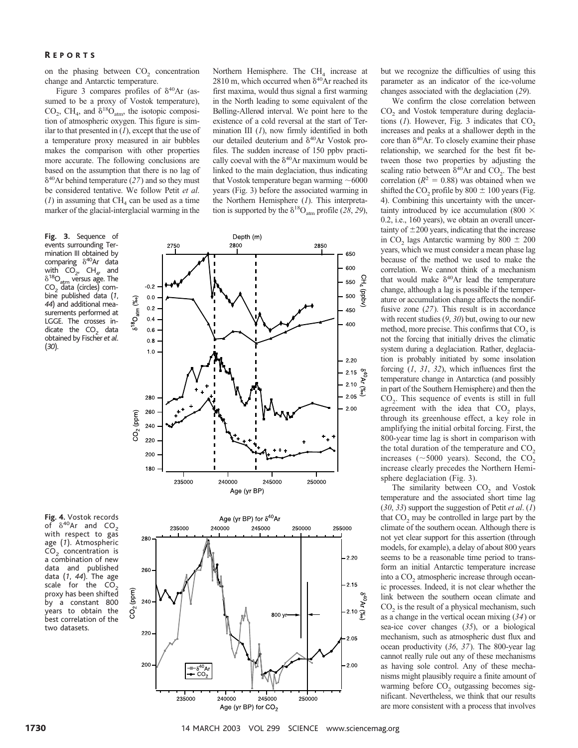on the phasing between $CO_2$ concentration change and Antarctic temperature.

Figure 3 compares profiles of $\delta^{40}Ar$ (assumed to be a proxy of Vostok temperature), $CO_2$, $CH_4$, and $\delta^{18}O_{atm}$, the isotopic composition of atmospheric oxygen. This figure is similar to that presented in (*1*), except that the use of a temperature proxy measured in air bubbles makes the comparison with other properties more accurate. The following conclusions are based on the assumption that there is no lag of $\delta^{40}Ar$ behind temperature (*27*) and so they must be considered tentative. We follow Petit *et al*. (*1*) in assuming that $CH_4$ can be used as a time marker of the glacial-interglacial warming in the Northern Hemisphere. The $CH_4$ increase at 2810 m, which occurred when $\delta^{40}Ar$ reached its first maxima, would thus signal a first warming in the North leading to some equivalent of the Bølling-Allerød interval. We point here to the existence of a cold reversal at the start of Termination III (*1*), now firmly identified in both our detailed deuterium and $\delta^{40}Ar$ Vostok profiles. The sudden increase of 150 ppbv practically coeval with the $\delta^{40}Ar$ maximum would be linked to the main deglaciation, thus indicating that Vostok temperature began warming ~6000 years (Fig. 3) before the associated warming in the Northern Hemisphere (*1*). This interpretation is supported by the $\delta^{18}O_{atm}$ profile (*28*, *29*), but we recognize the difficulties of using this parameter as an indicator of the ice-volume changes associated with the deglaciation (*29*).

**Fig. 3.** Sequence of events surrounding Termination III obtained by comparing $\delta^{40}Ar$ data with $CO_2$, $CH_4$, and $\delta^{18}O_{atm}$ versus age. The $CO_2$ data (circles) combine published data (*1*, *44*) and additional measurements performed at LGGE. The crosses indicate the $CO_2$ data obtained by Fischer *et al*. (*30*).

**Fig. 4.** Vostok records of $\delta^{40}Ar$ and $CO_2$ with respect to gas age (*1*). Atmospheric $CO_2$ concentration is a combination of new data and published data (*1*, *44*). The age scale for the $CO_2$ proxy has been shifted by a constant 800 years to obtain the best correlation of the two datasets.

We confirm the close correlation between $CO_2$ and Vostok temperature during deglaciations (*1*). However, Fig. 3 indicates that $CO_2$ increases and peaks at a shallower depth in the core than $\delta^{40}Ar$. To closely examine their phase relationship, we searched for the best fit between those two properties by adjusting the scaling ratio between $\delta^{40}Ar$ and $CO_2$. The best correlation ($R^2 = 0.88$) was obtained when we shifted the $CO_2$ profile by 800 ± 100 years (Fig. 4). Combining this uncertainty with the uncertainty introduced by ice accumulation (800 × 0.2, i.e., 160 years), we obtain an overall uncertainty of ±200 years, indicating that the increase in $CO_2$ lags Antarctic warming by 800 ± 200 years, which we must consider a mean phase lag because of the method we used to make the correlation. We cannot think of a mechanism that would make $\delta^{40}Ar$ lead the temperature change, although a lag is possible if the temperature or accumulation change affects the nondiffusive zone (*27*). This result is in accordance with recent studies (*9*, *30*) but, owing to our new method, more precise. This confirms that $CO_2$ is not the forcing that initially drives the climatic system during a deglaciation. Rather, deglaciation is probably initiated by some insolation forcing (*1*, *31*, *32*), which influences first the temperature change in Antarctica (and possibly in part of the Southern Hemisphere) and then the $CO_2$. This sequence of events is still in full agreement with the idea that $CO_2$ plays, through its greenhouse effect, a key role in amplifying the initial orbital forcing. First, the 800-year time lag is short in comparison with the total duration of the temperature and $CO_2$ increases (~5000 years). Second, the $CO_2$ increase clearly precedes the Northern Hemisphere deglaciation (Fig. 3).

The similarity between $CO_2$ and Vostok temperature and the associated short time lag (*30*, *33*) support the suggestion of Petit *et al*. (*1*) that $CO_2$ may be controlled in large part by the climate of the southern ocean. Although there is not yet clear support for this assertion (through models, for example), a delay of about 800 years seems to be a reasonable time period to transform an initial Antarctic temperature increase into a $CO_2$ atmospheric increase through oceanic processes. Indeed, it is not clear whether the link between the southern ocean climate and $CO_2$ is the result of a physical mechanism, such as a change in the vertical ocean mixing (*34*) or sea-ice cover changes (*35*), or a biological mechanism, such as atmospheric dust flux and ocean productivity (*36*, *37*). The 800-year lag cannot really rule out any of these mechanisms as having sole control. Any of these mechanisms might plausibly require a finite amount of warming before $CO_2$ outgassing becomes significant. Nevertheless, we think that our results are more consistent with a process that involves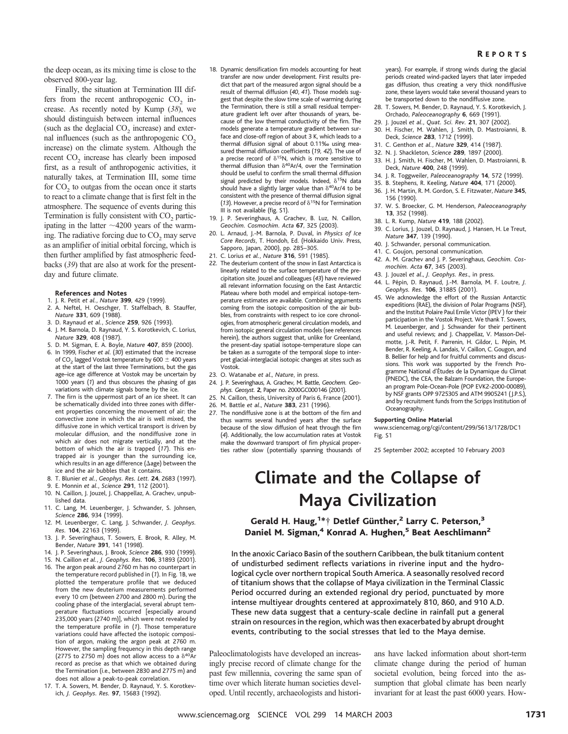the deep ocean, as its mixing time is close to the observed 800-year lag.

Finally, the situation at Termination III differs from the recent anthropogenic $CO_2$ increase. As recently noted by Kump (*38*), we should distinguish between internal influences (such as the deglacial $CO_2$ increase) and external influences (such as the anthropogenic $CO_2$ increase) on the climate system. Although the recent $CO_2$ increase has clearly been imposed first, as a result of anthropogenic activities, it naturally takes, at Termination III, some time for $CO_2$ to outgas from the ocean once it starts to react to a climate change that is first felt in the atmosphere. The sequence of events during this Termination is fully consistent with $CO_2$ participating in the latter ~4200 years of the warming. The radiative forcing due to $CO_2$ may serve as an amplifier of initial orbital forcing, which is then further amplified by fast atmospheric feedbacks (*39*) that are also at work for the present-day and future climate.

#### References and Notes

1. J. R. Petit *et al.*, *Nature* **399**, 429 (1999).
2. A. Neftel, H. Oeschger, T. Staffelbach, B. Stauffer, *Nature* **331**, 609 (1988).
3. D. Raynaud *et al.*, *Science* **259**, 926 (1993).
4. J. M. Barnola, D. Raynaud, Y. S. Korotkevich, C. Lorius, *Nature* **329**, 408 (1987).
5. D. M. Sigman, E. A. Boyle, *Nature* **407**, 859 (2000).
6. In 1999, Fischer *et al.* (*30*) estimated that the increase of $CO_2$ lagged Vostok temperature by 600 ± 400 years at the start of the last three Terminations, but the gas age–ice age difference at Vostok may be uncertain by 1000 years (*1*) and thus obscures the phasing of gas variations with climate signals borne by the ice.
7. The firn is the uppermost part of an ice sheet. It can be schematically divided into three zones with different properties concerning the movement of air: the convective zone in which the air is well mixed, the diffusive zone in which vertical transport is driven by molecular diffusion, and the nondiffusive zone in which air does not migrate vertically, and at the bottom of which the air is trapped (*17*). This entrapped air is younger than the surrounding ice, which results in an age difference (Δage) between the ice and the air bubbles that it contains.
8. T. Blunier *et al.*, *Geophys. Res. Lett.* **24**, 2683 (1997).
9. E. Monnin *et al.*, *Science* **291**, 112 (2001).
10. N. Caillon, J. Jouzel, J. Chappellaz, A. Grachev, unpublished data.
11. C. Lang, M. Leuenberger, J. Schwander, S. Johnsen, *Science* **286**, 934 (1999).
12. M. Leuenberger, C. Lang, J. Schwander, *J. Geophys. Res.* **104**, 22163 (1999).
13. J. P. Severinghaus, T. Sowers, E. Brook, R. Alley, M. Bender, *Nature* **391**, 141 (1998).
14. J. P. Severinghaus, J. Brook, *Science* **286**, 930 (1999).
15. N. Caillon *et al.*, *J. Geophys. Res.* **106**, 31893 (2001).
16. The argon peak around 2760 m has no counterpart in the temperature record published in (*1*). In Fig. 1B, we plotted the temperature profile that we deduced from the new deuterium measurements performed every 10 cm (between 2700 and 2800 m). During the cooling phase of the interglacial, several abrupt temperature fluctuations occurred [especially around 235,000 years (2740 m)], which were not revealed by the temperature profile in (*1*). Those temperature variations could have affected the isotopic composition of argon, making the argon peak at 2760 m. However, the sampling frequency in this depth range (2775 to 2750 m) does not allow access to a $\delta^{40}$Ar record as precise as that which we obtained during the Termination (i.e., between 2830 and 2775 m) and does not allow a peak-to-peak correlation.
17. T. A. Sowers, M. Bender, D. Raynaud, Y. S. Korotkevich, *J. Geophys. Res.* **97**, 15683 (1992).
18. Dynamic densification firn models accounting for heat transfer are now under development. First results predict that part of the measured argon signal should be a result of thermal diffusion (*40*, *41*). Those models suggest that despite the slow time scale of warming during the Termination, there is still a small residual temperature gradient left over after thousands of years, because of the low thermal conductivity of the firn. The models generate a temperature gradient between surface and close-off region of about 3 K, which leads to a thermal diffusion signal of about 0.11‰ using measured thermal diffusion coefficients (*19*, *42*). The use of a precise record of $\delta^{15}$N, which is more sensitive to thermal diffusion than $\delta^{40}$Ar/4, over the Termination should be useful to confirm the small thermal diffusion signal predicted by their models. Indeed, $\delta^{15}$N data should have a slightly larger value than $\delta^{40}$Ar/4 to be consistent with the presence of thermal diffusion signal (*13*). However, a precise record of $\delta^{15}$N for Termination III is not available (fig. S1).
19. J. P. Severinghaus, A. Grachev, B. Luz, N. Caillon, *Geochim. Cosmochim. Acta* **67**, 325 (2003).
20. L. Arnaud, J.-M. Barnola, P. Duval, in *Physics of Ice Core Records*, T. Hondoh, Ed. (Hokkaido Univ. Press, Sapporo, Japan, 2000), pp. 285–305.
21. C. Lorius *et al.*, *Nature* **316**, 591 (1985).
22. The deuterium content of the snow in East Antarctica is linearly related to the surface temperature of the precipitation site. Jouzel and colleagues (*43*) have reviewed all relevant information focusing on the East Antarctic Plateau where both model and empirical isotope-temperature estimates are available. Combining arguments coming from the isotopic composition of the air bubbles, from constraints with respect to ice core chronologies, from atmospheric general circulation models, and from isotopic general circulation models (see references herein), the authors suggest that, unlike for Greenland, the present-day spatial isotope-temperature slope can be taken as a surrogate of the temporal slope to interpret glacial-interglacial isotopic changes at sites such as Vostok.
23. O. Watanabe *et al.*, *Nature*, in press.
24. J. P. Severinghaus, A. Grachev, M. Battle, *Geochem. Geophys. Geosyst.* **2**, Paper no. 2000GC000146 (2001).
25. N. Caillon, thesis, University of Paris 6, France (2001).
26. M. Battle *et al.*, *Nature* **383**, 231 (1996).
27. The nondiffusive zone is at the bottom of the firn and thus warms several hundred years after the surface because of the slow diffusion of heat through the firn (*4*). Additionally, the low accumulation rates at Vostok make the downward transport of firn physical properties rather slow (potentially spanning thousands of years). For example, if strong winds during the glacial periods created wind-packed layers that later impeded gas diffusion, thus creating a very thick nondiffusive zone, these layers would take several thousand years to be transported down to the nondiffusive zone.
28. T. Sowers, M. Bender, D. Raynaud, Y. S. Korotkevich, J. Orchado, *Paleoceanography* **6**, 669 (1991).
29. J. Jouzel *et al.*, *Quat. Sci. Rev.* **21**, 307 (2002).
30. H. Fischer, M. Wahlen, J. Smith, D. Mastroianni, B. Deck, *Science* **283**, 1712 (1999).
31. C. Genthon *et al.*, *Nature* **329**, 414 (1987).
32. N. J. Shackleton, *Science* **289**, 1897 (2000).
33. H. J. Smith, H. Fischer, M. Wahlen, D. Mastroianni, B. Deck, *Nature* **400**, 248 (1999).
34. J. R. Toggweiler, *Paleoceanography* **14**, 572 (1999).
35. B. Stephens, R. Keeling, *Nature* **404**, 171 (2000).
36. J. H. Martin, R. M. Gordon, S. E. Fitzwater, *Nature* **345**, 156 (1990).
37. W. S. Broecker, G. M. Henderson, *Paleoceanography* **13**, 352 (1998).
38. L. R. Kump, *Nature* **419**, 188 (2002).
39. C. Lorius, J. Jouzel, D. Raynaud, J. Hansen, H. Le Treut, *Nature* **347**, 139 (1990).
40. J. Schwander, personal communication.
41. C. Goujon, personal communication.
42. A. M. Grachev and J. P. Severinghaus, *Geochim. Cosmochim. Acta* **67**, 345 (2003).
43. J. Jouzel *et al.*, *J. Geophys. Res.*, in press.
44. L. Pépin, D. Raynaud, J.-M. Barnola, M. F. Loutre, *J. Geophys. Res.* **106**, 31885 (2001).
45. We acknowledge the effort of the Russian Antarctic expeditions (RAE), the division of Polar Programs (NSF), and the Institut Polaire Paul Emile Victor (IPEV) for their participation in the Vostok Project. We thank T. Sowers, M. Leuenberger, and J. Schwander for their pertinent and useful reviews; and J. Chappellaz, V. Masson-Delmotte, J.-R. Petit, F. Parrenin, H. Gildor, L. Pépin, M. Bender, R. Keeling, A. Landais, V. Caillon, C. Gougon, and B. Bellier for help and for fruitful comments and discussions. This work was supported by the French Programme National d'Études de la Dynamique du Climat (PNEDC), the CEA, the Balzam Foundation, the European program Pole-Ocean-Pole (POP EVK2-2000-00089), by NSF grants OPP 9725305 and ATM 9905241 (J.P.S.), and by recruitment funds from the Scripps Institution of Oceanography.

**Supporting Online Material**

www.sciencemag.org/cgi/content/299/5613/1728/DC1

Fig. S1

25 September 2002; accepted 10 February 2003

# Climate and the Collapse of Maya Civilization

**Gerald H. Haug,[1]*† Detlef Günther,[2] Larry C. Peterson,[3] Daniel M. Sigman,[4] Konrad A. Hughen,[5] Beat Aeschlimann[2]**

**In the anoxic Cariaco Basin of the southern Caribbean, the bulk titanium content of undisturbed sediment reflects variations in riverine input and the hydrological cycle over northern tropical South America. A seasonally resolved record of titanium shows that the collapse of Maya civilization in the Terminal Classic Period occurred during an extended regional dry period, punctuated by more intense multiyear droughts centered at approximately 810, 860, and 910 A.D. These new data suggest that a century-scale decline in rainfall put a general strain on resources in the region, which was then exacerbated by abrupt drought events, contributing to the social stresses that led to the Maya demise.**

Paleoclimatologists have developed an increasingly precise record of climate change for the past few millennia, covering the same span of time over which literate human societies developed. Until recently, archaeologists and historians have lacked information about short-term climate change during the period of human societal evolution, being forced into the assumption that global climate has been nearly invariant for at least the past 6000 years. How-